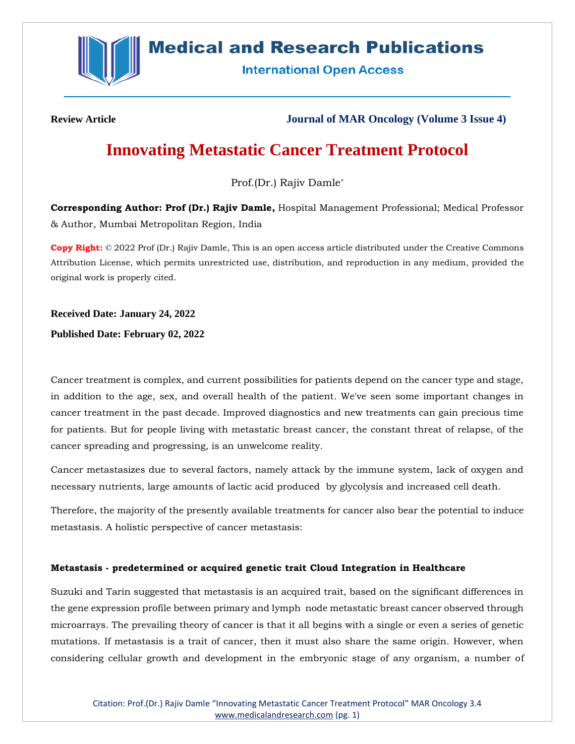**Review Article** **Journal of MAR Oncology (Volume 3 Issue 4)**

# Innovating Metastatic Cancer Treatment Protocol

Prof.(Dr.) Rajiv Damle*

**Corresponding Author: Prof (Dr.) Rajiv Damle,** Hospital Management Professional; Medical Professor & Author, Mumbai Metropolitan Region, India

**Copy Right:** © 2022 Prof (Dr.) Rajiv Damle, This is an open access article distributed under the Creative Commons Attribution License, which permits unrestricted use, distribution, and reproduction in any medium, provided the original work is properly cited.

**Received Date: January 24, 2022**

**Published Date: February 02, 2022**

Cancer treatment is complex, and current possibilities for patients depend on the cancer type and stage, in addition to the age, sex, and overall health of the patient. We've seen some important changes in cancer treatment in the past decade. Improved diagnostics and new treatments can gain precious time for patients. But for people living with metastatic breast cancer, the constant threat of relapse, of the cancer spreading and progressing, is an unwelcome reality.

Cancer metastasizes due to several factors, namely attack by the immune system, lack of oxygen and necessary nutrients, large amounts of lactic acid produced by glycolysis and increased cell death.

Therefore, the majority of the presently available treatments for cancer also bear the potential to induce metastasis. A holistic perspective of cancer metastasis:

**Metastasis - predetermined or acquired genetic trait Cloud Integration in Healthcare**

Suzuki and Tarin suggested that metastasis is an acquired trait, based on the significant differences in the gene expression profile between primary and lymph node metastatic breast cancer observed through microarrays. The prevailing theory of cancer is that it all begins with a single or even a series of genetic mutations. If metastasis is a trait of cancer, then it must also share the same origin. However, when considering cellular growth and development in the embryonic stage of any organism, a number of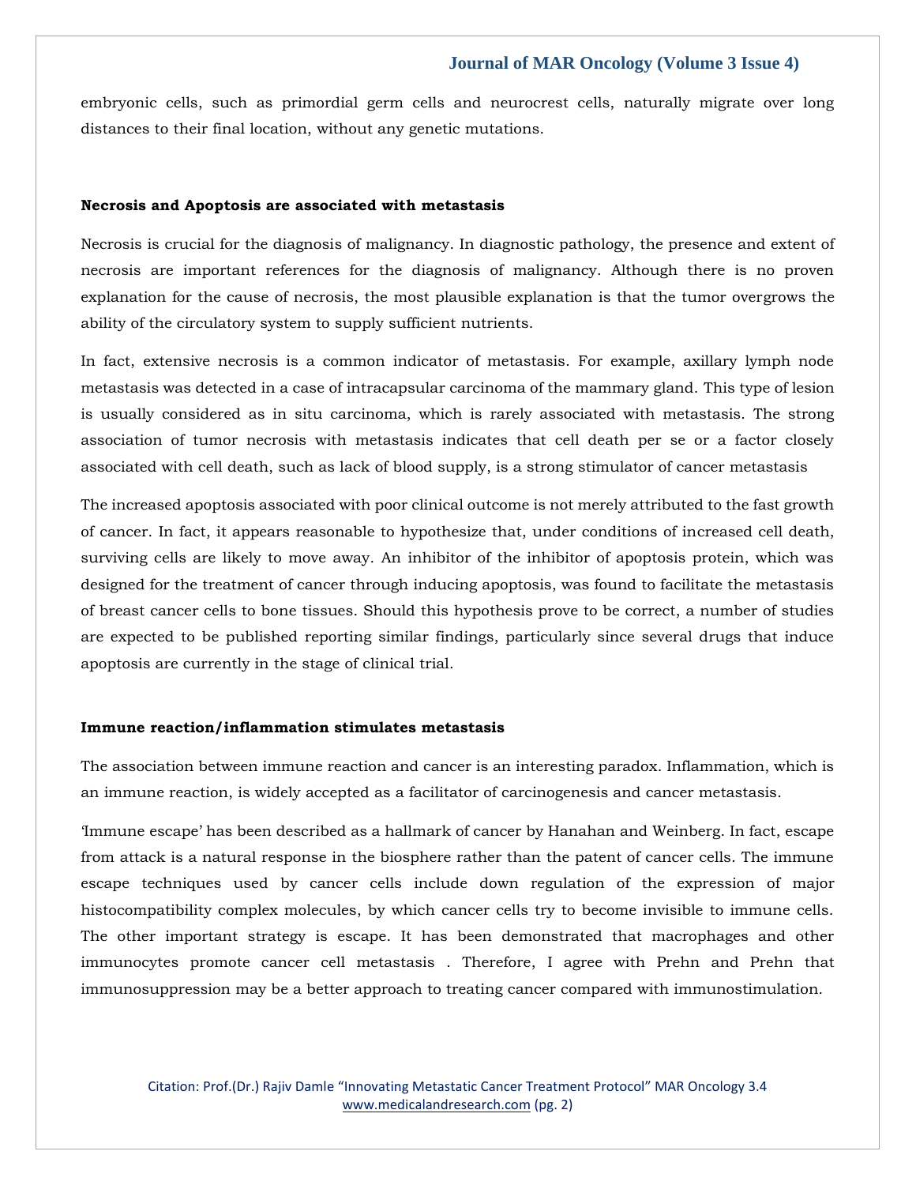embryonic cells, such as primordial germ cells and neurocrest cells, naturally migrate over long distances to their final location, without any genetic mutations.

**Necrosis and Apoptosis are associated with metastasis**

Necrosis is crucial for the diagnosis of malignancy. In diagnostic pathology, the presence and extent of necrosis are important references for the diagnosis of malignancy. Although there is no proven explanation for the cause of necrosis, the most plausible explanation is that the tumor overgrows the ability of the circulatory system to supply sufficient nutrients.

In fact, extensive necrosis is a common indicator of metastasis. For example, axillary lymph node metastasis was detected in a case of intracapsular carcinoma of the mammary gland. This type of lesion is usually considered as in situ carcinoma, which is rarely associated with metastasis. The strong association of tumor necrosis with metastasis indicates that cell death per se or a factor closely associated with cell death, such as lack of blood supply, is a strong stimulator of cancer metastasis

The increased apoptosis associated with poor clinical outcome is not merely attributed to the fast growth of cancer. In fact, it appears reasonable to hypothesize that, under conditions of increased cell death, surviving cells are likely to move away. An inhibitor of the inhibitor of apoptosis protein, which was designed for the treatment of cancer through inducing apoptosis, was found to facilitate the metastasis of breast cancer cells to bone tissues. Should this hypothesis prove to be correct, a number of studies are expected to be published reporting similar findings, particularly since several drugs that induce apoptosis are currently in the stage of clinical trial.

**Immune reaction/inflammation stimulates metastasis**

The association between immune reaction and cancer is an interesting paradox. Inflammation, which is an immune reaction, is widely accepted as a facilitator of carcinogenesis and cancer metastasis.

'Immune escape' has been described as a hallmark of cancer by Hanahan and Weinberg. In fact, escape from attack is a natural response in the biosphere rather than the patent of cancer cells. The immune escape techniques used by cancer cells include down regulation of the expression of major histocompatibility complex molecules, by which cancer cells try to become invisible to immune cells. The other important strategy is escape. It has been demonstrated that macrophages and other immunocytes promote cancer cell metastasis . Therefore, I agree with Prehn and Prehn that immunosuppression may be a better approach to treating cancer compared with immunostimulation.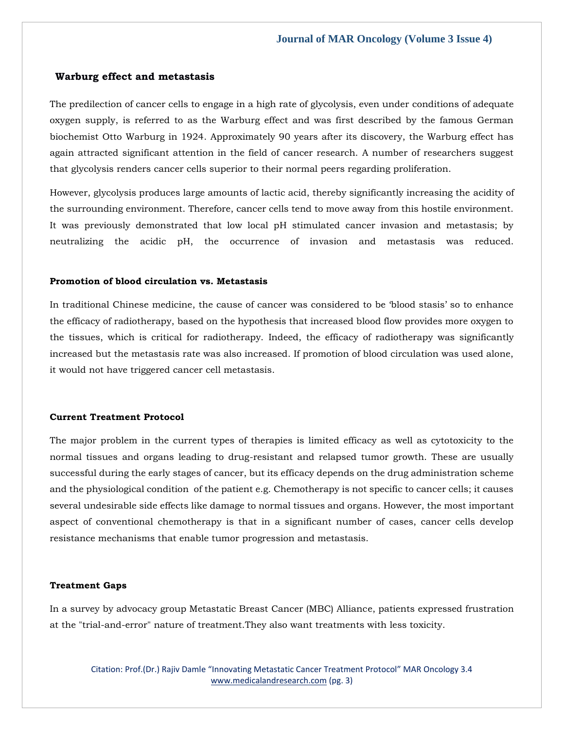### Warburg effect and metastasis

The predilection of cancer cells to engage in a high rate of glycolysis, even under conditions of adequate oxygen supply, is referred to as the Warburg effect and was first described by the famous German biochemist Otto Warburg in 1924. Approximately 90 years after its discovery, the Warburg effect has again attracted significant attention in the field of cancer research. A number of researchers suggest that glycolysis renders cancer cells superior to their normal peers regarding proliferation.

However, glycolysis produces large amounts of lactic acid, thereby significantly increasing the acidity of the surrounding environment. Therefore, cancer cells tend to move away from this hostile environment. It was previously demonstrated that low local pH stimulated cancer invasion and metastasis; by neutralizing the acidic pH, the occurrence of invasion and metastasis was reduced.

### Promotion of blood circulation vs. Metastasis

In traditional Chinese medicine, the cause of cancer was considered to be 'blood stasis' so to enhance the efficacy of radiotherapy, based on the hypothesis that increased blood flow provides more oxygen to the tissues, which is critical for radiotherapy. Indeed, the efficacy of radiotherapy was significantly increased but the metastasis rate was also increased. If promotion of blood circulation was used alone, it would not have triggered cancer cell metastasis.

### Current Treatment Protocol

The major problem in the current types of therapies is limited efficacy as well as cytotoxicity to the normal tissues and organs leading to drug-resistant and relapsed tumor growth. These are usually successful during the early stages of cancer, but its efficacy depends on the drug administration scheme and the physiological condition of the patient e.g. Chemotherapy is not specific to cancer cells; it causes several undesirable side effects like damage to normal tissues and organs. However, the most important aspect of conventional chemotherapy is that in a significant number of cases, cancer cells develop resistance mechanisms that enable tumor progression and metastasis.

### Treatment Gaps

In a survey by advocacy group Metastatic Breast Cancer (MBC) Alliance, patients expressed frustration at the "trial-and-error" nature of treatment.They also want treatments with less toxicity.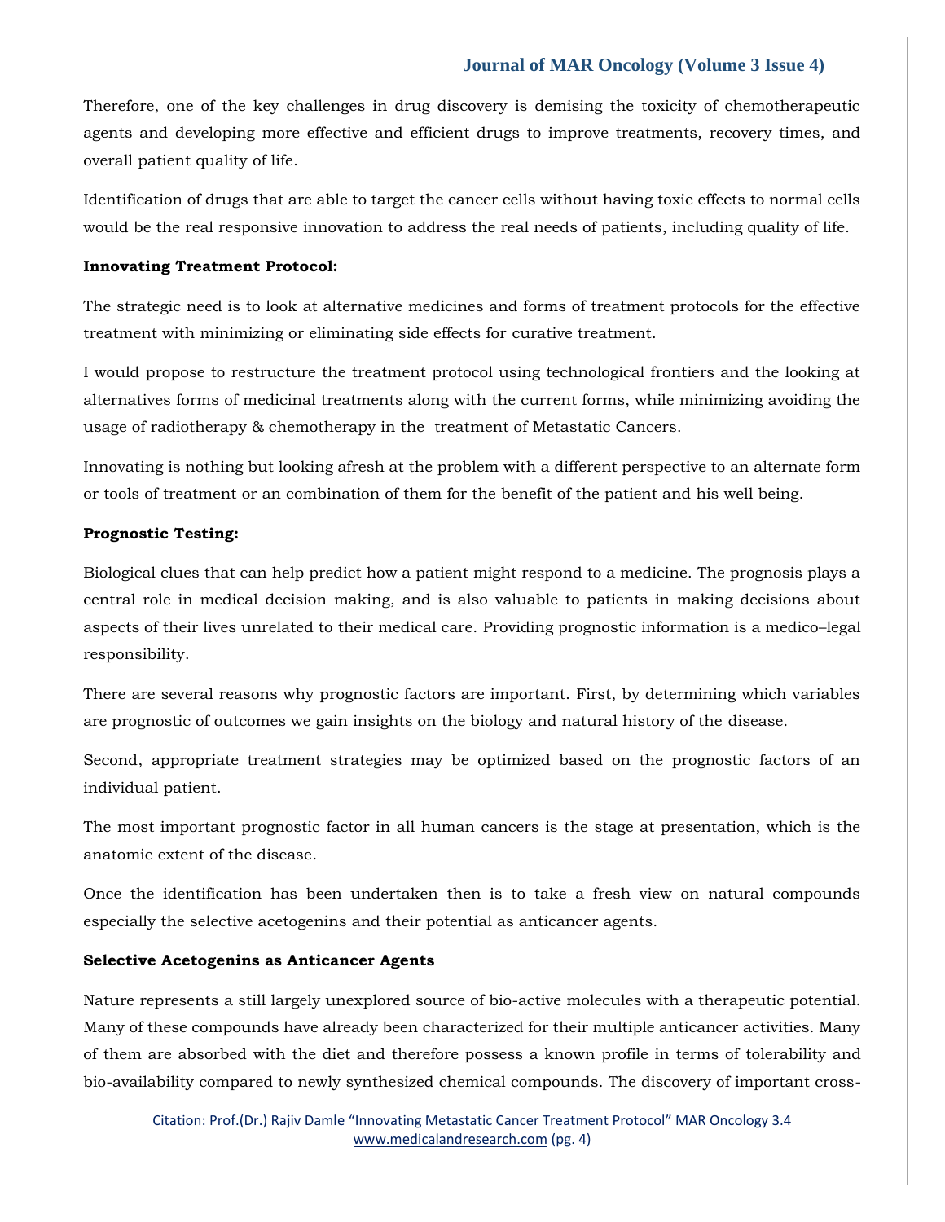Therefore, one of the key challenges in drug discovery is demising the toxicity of chemotherapeutic agents and developing more effective and efficient drugs to improve treatments, recovery times, and overall patient quality of life.

Identification of drugs that are able to target the cancer cells without having toxic effects to normal cells would be the real responsive innovation to address the real needs of patients, including quality of life.

**Innovating Treatment Protocol:**

The strategic need is to look at alternative medicines and forms of treatment protocols for the effective treatment with minimizing or eliminating side effects for curative treatment.

I would propose to restructure the treatment protocol using technological frontiers and the looking at alternatives forms of medicinal treatments along with the current forms, while minimizing avoiding the usage of radiotherapy & chemotherapy in the treatment of Metastatic Cancers.

Innovating is nothing but looking afresh at the problem with a different perspective to an alternate form or tools of treatment or an combination of them for the benefit of the patient and his well being.

**Prognostic Testing:**

Biological clues that can help predict how a patient might respond to a medicine. The prognosis plays a central role in medical decision making, and is also valuable to patients in making decisions about aspects of their lives unrelated to their medical care. Providing prognostic information is a medico–legal responsibility.

There are several reasons why prognostic factors are important. First, by determining which variables are prognostic of outcomes we gain insights on the biology and natural history of the disease.

Second, appropriate treatment strategies may be optimized based on the prognostic factors of an individual patient.

The most important prognostic factor in all human cancers is the stage at presentation, which is the anatomic extent of the disease.

Once the identification has been undertaken then is to take a fresh view on natural compounds especially the selective acetogenins and their potential as anticancer agents.

**Selective Acetogenins as Anticancer Agents**

Nature represents a still largely unexplored source of bio-active molecules with a therapeutic potential. Many of these compounds have already been characterized for their multiple anticancer activities. Many of them are absorbed with the diet and therefore possess a known profile in terms of tolerability and bio-availability compared to newly synthesized chemical compounds. The discovery of important cross-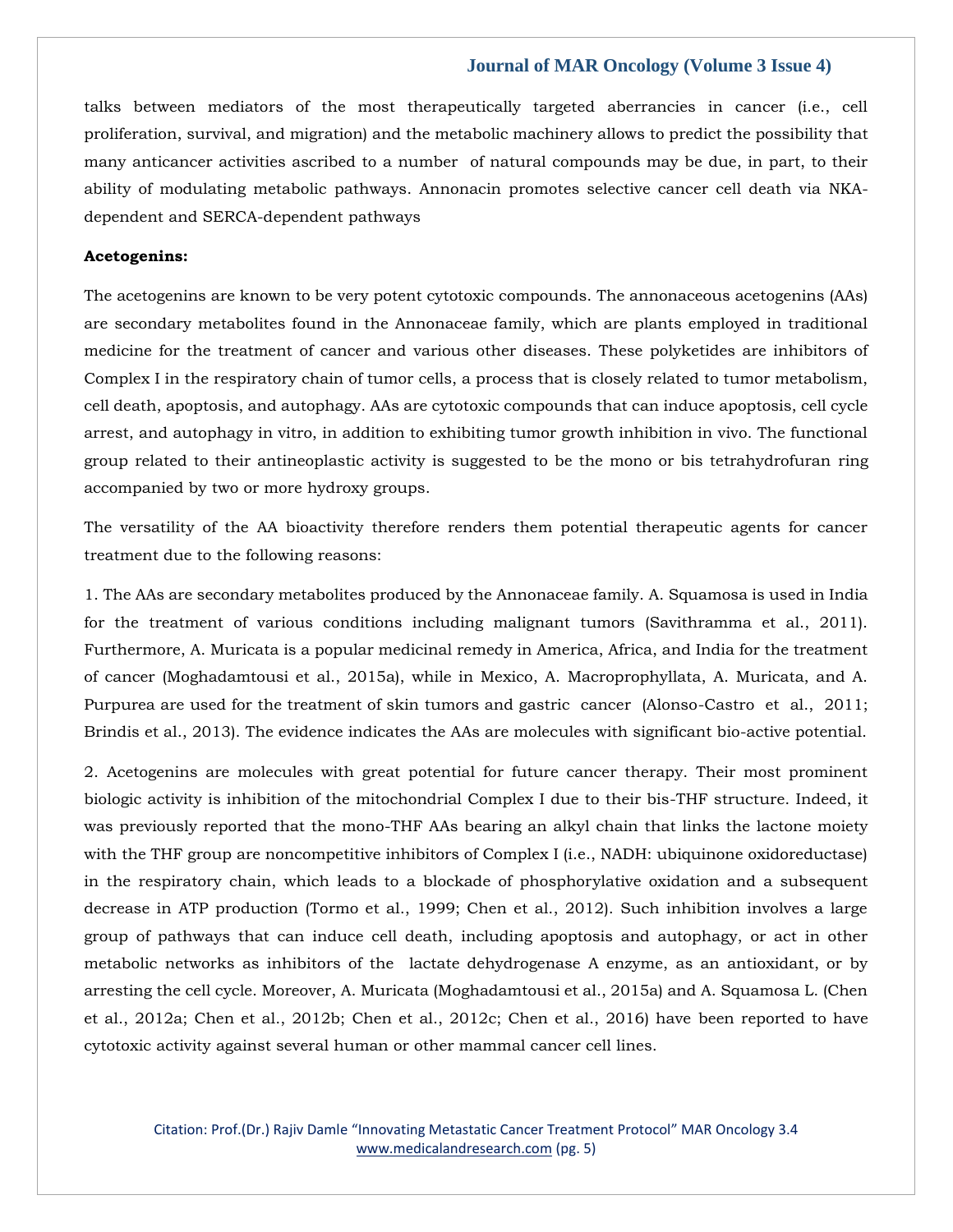talks between mediators of the most therapeutically targeted aberrancies in cancer (i.e., cell proliferation, survival, and migration) and the metabolic machinery allows to predict the possibility that many anticancer activities ascribed to a number of natural compounds may be due, in part, to their ability of modulating metabolic pathways. Annonacin promotes selective cancer cell death via NKA-dependent and SERCA-dependent pathways

**Acetogenins:**

The acetogenins are known to be very potent cytotoxic compounds. The annonaceous acetogenins (AAs) are secondary metabolites found in the Annonaceae family, which are plants employed in traditional medicine for the treatment of cancer and various other diseases. These polyketides are inhibitors of Complex I in the respiratory chain of tumor cells, a process that is closely related to tumor metabolism, cell death, apoptosis, and autophagy. AAs are cytotoxic compounds that can induce apoptosis, cell cycle arrest, and autophagy in vitro, in addition to exhibiting tumor growth inhibition in vivo. The functional group related to their antineoplastic activity is suggested to be the mono or bis tetrahydrofuran ring accompanied by two or more hydroxy groups.

The versatility of the AA bioactivity therefore renders them potential therapeutic agents for cancer treatment due to the following reasons:

1. The AAs are secondary metabolites produced by the Annonaceae family. A. Squamosa is used in India for the treatment of various conditions including malignant tumors (Savithramma et al., 2011). Furthermore, A. Muricata is a popular medicinal remedy in America, Africa, and India for the treatment of cancer (Moghadamtousi et al., 2015a), while in Mexico, A. Macroprophyllata, A. Muricata, and A. Purpurea are used for the treatment of skin tumors and gastric cancer (Alonso-Castro et al., 2011; Brindis et al., 2013). The evidence indicates the AAs are molecules with significant bio-active potential.

2. Acetogenins are molecules with great potential for future cancer therapy. Their most prominent biologic activity is inhibition of the mitochondrial Complex I due to their bis-THF structure. Indeed, it was previously reported that the mono-THF AAs bearing an alkyl chain that links the lactone moiety with the THF group are noncompetitive inhibitors of Complex I (i.e., NADH: ubiquinone oxidoreductase) in the respiratory chain, which leads to a blockade of phosphorylative oxidation and a subsequent decrease in ATP production (Tormo et al., 1999; Chen et al., 2012). Such inhibition involves a large group of pathways that can induce cell death, including apoptosis and autophagy, or act in other metabolic networks as inhibitors of the lactate dehydrogenase A enzyme, as an antioxidant, or by arresting the cell cycle. Moreover, A. Muricata (Moghadamtousi et al., 2015a) and A. Squamosa L. (Chen et al., 2012a; Chen et al., 2012b; Chen et al., 2012c; Chen et al., 2016) have been reported to have cytotoxic activity against several human or other mammal cancer cell lines.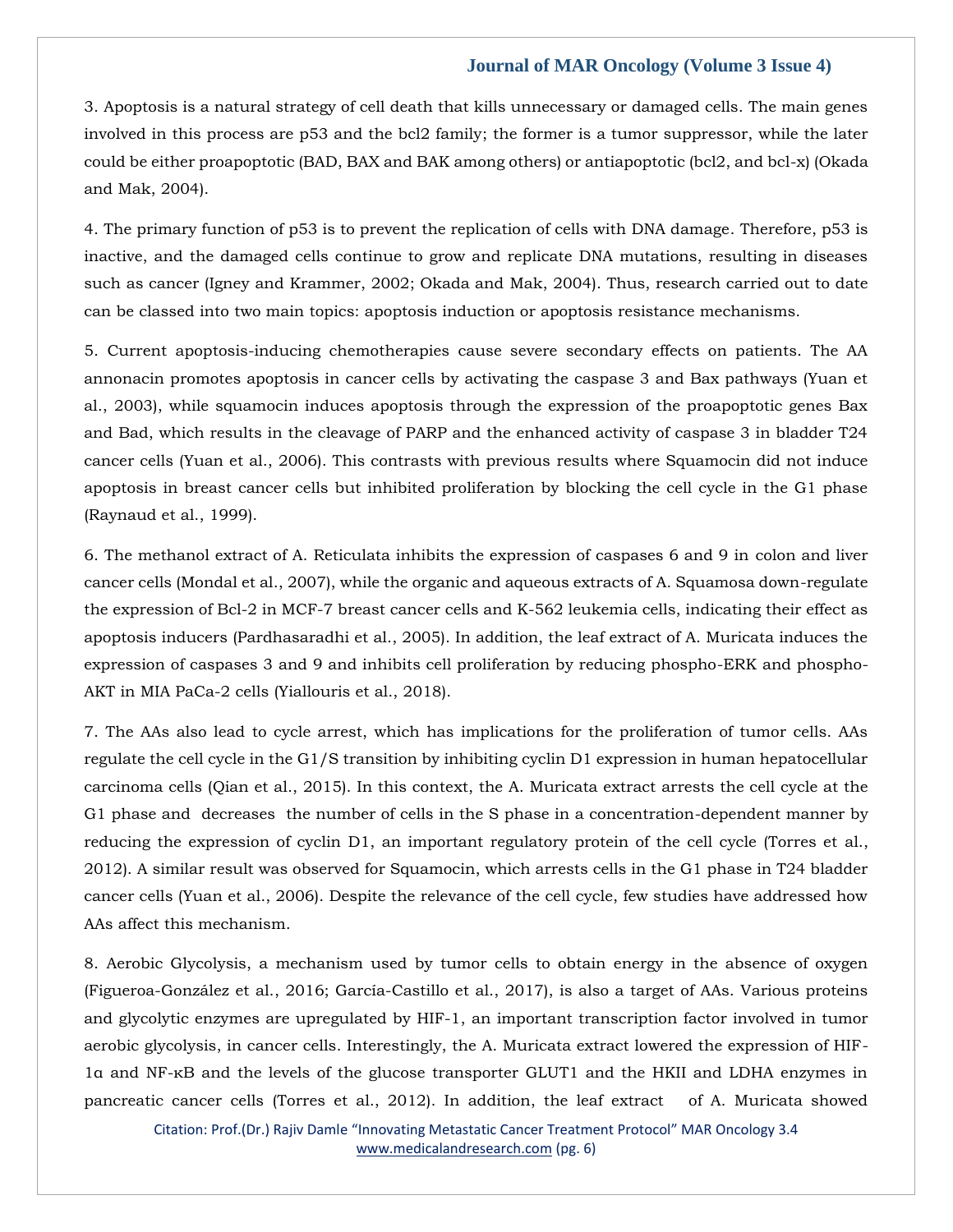3. Apoptosis is a natural strategy of cell death that kills unnecessary or damaged cells. The main genes involved in this process are p53 and the bcl2 family; the former is a tumor suppressor, while the later could be either proapoptotic (BAD, BAX and BAK among others) or antiapoptotic (bcl2, and bcl-x) (Okada and Mak, 2004).

4. The primary function of p53 is to prevent the replication of cells with DNA damage. Therefore, p53 is inactive, and the damaged cells continue to grow and replicate DNA mutations, resulting in diseases such as cancer (Igney and Krammer, 2002; Okada and Mak, 2004). Thus, research carried out to date can be classed into two main topics: apoptosis induction or apoptosis resistance mechanisms.

5. Current apoptosis-inducing chemotherapies cause severe secondary effects on patients. The AA annonacin promotes apoptosis in cancer cells by activating the caspase 3 and Bax pathways (Yuan et al., 2003), while squamocin induces apoptosis through the expression of the proapoptotic genes Bax and Bad, which results in the cleavage of PARP and the enhanced activity of caspase 3 in bladder T24 cancer cells (Yuan et al., 2006). This contrasts with previous results where Squamocin did not induce apoptosis in breast cancer cells but inhibited proliferation by blocking the cell cycle in the G1 phase (Raynaud et al., 1999).

6. The methanol extract of A. Reticulata inhibits the expression of caspases 6 and 9 in colon and liver cancer cells (Mondal et al., 2007), while the organic and aqueous extracts of A. Squamosa down-regulate the expression of Bcl-2 in MCF-7 breast cancer cells and K-562 leukemia cells, indicating their effect as apoptosis inducers (Pardhasaradhi et al., 2005). In addition, the leaf extract of A. Muricata induces the expression of caspases 3 and 9 and inhibits cell proliferation by reducing phospho-ERK and phospho-AKT in MIA PaCa-2 cells (Yiallouris et al., 2018).

7. The AAs also lead to cycle arrest, which has implications for the proliferation of tumor cells. AAs regulate the cell cycle in the G1/S transition by inhibiting cyclin D1 expression in human hepatocellular carcinoma cells (Qian et al., 2015). In this context, the A. Muricata extract arrests the cell cycle at the G1 phase and decreases the number of cells in the S phase in a concentration-dependent manner by reducing the expression of cyclin D1, an important regulatory protein of the cell cycle (Torres et al., 2012). A similar result was observed for Squamocin, which arrests cells in the G1 phase in T24 bladder cancer cells (Yuan et al., 2006). Despite the relevance of the cell cycle, few studies have addressed how AAs affect this mechanism.

8. Aerobic Glycolysis, a mechanism used by tumor cells to obtain energy in the absence of oxygen (Figueroa-González et al., 2016; García-Castillo et al., 2017), is also a target of AAs. Various proteins and glycolytic enzymes are upregulated by HIF-1, an important transcription factor involved in tumor aerobic glycolysis, in cancer cells. Interestingly, the A. Muricata extract lowered the expression of HIF-1α and NF-κB and the levels of the glucose transporter GLUT1 and the HKII and LDHA enzymes in pancreatic cancer cells (Torres et al., 2012). In addition, the leaf extract of A. Muricata showed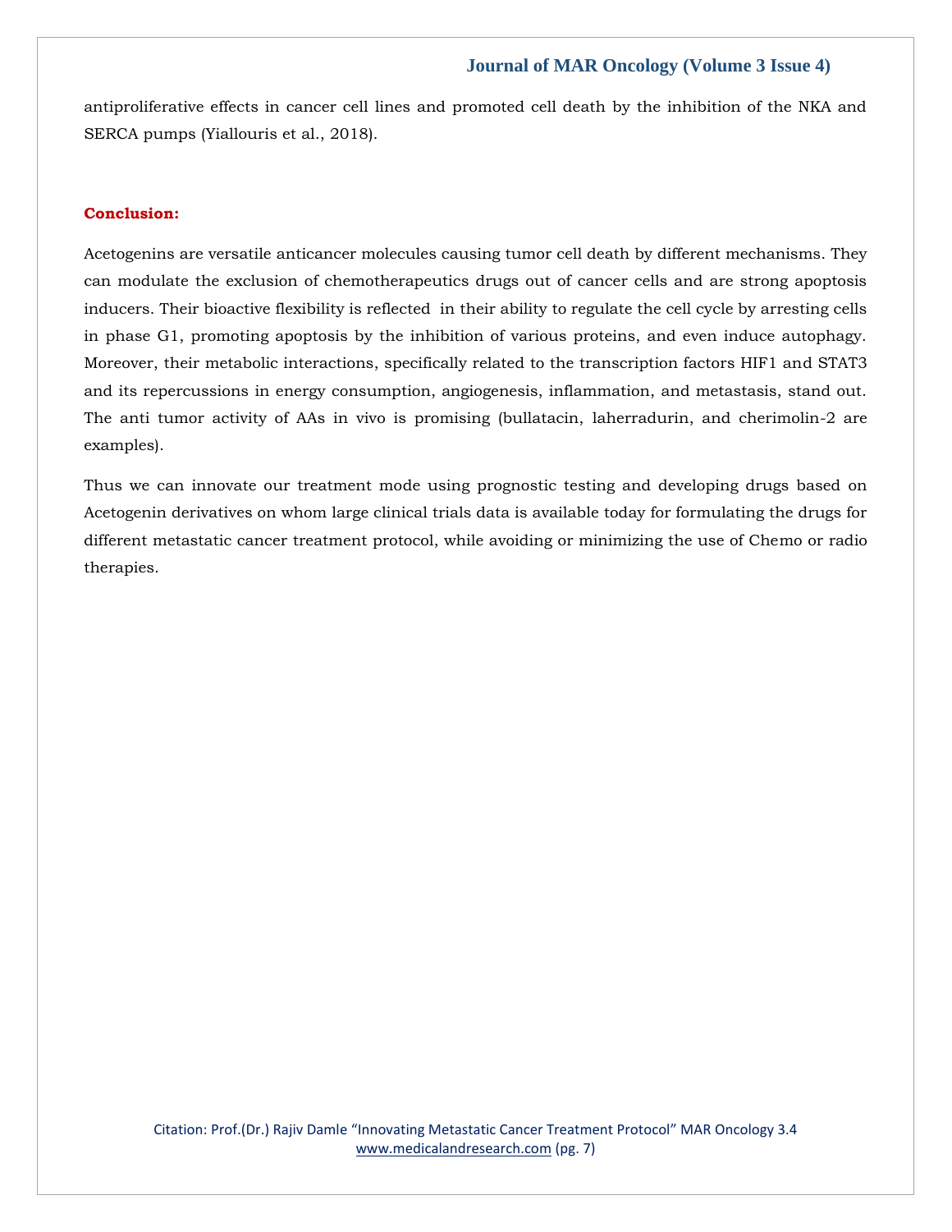antiproliferative effects in cancer cell lines and promoted cell death by the inhibition of the NKA and SERCA pumps (Yiallouris et al., 2018).

## Conclusion:

Acetogenins are versatile anticancer molecules causing tumor cell death by different mechanisms. They can modulate the exclusion of chemotherapeutics drugs out of cancer cells and are strong apoptosis inducers. Their bioactive flexibility is reflected in their ability to regulate the cell cycle by arresting cells in phase G1, promoting apoptosis by the inhibition of various proteins, and even induce autophagy. Moreover, their metabolic interactions, specifically related to the transcription factors HIF1 and STAT3 and its repercussions in energy consumption, angiogenesis, inflammation, and metastasis, stand out. The anti tumor activity of AAs in vivo is promising (bullatacin, laherradurin, and cherimolin-2 are examples).

Thus we can innovate our treatment mode using prognostic testing and developing drugs based on Acetogenin derivatives on whom large clinical trials data is available today for formulating the drugs for different metastatic cancer treatment protocol, while avoiding or minimizing the use of Chemo or radio therapies.